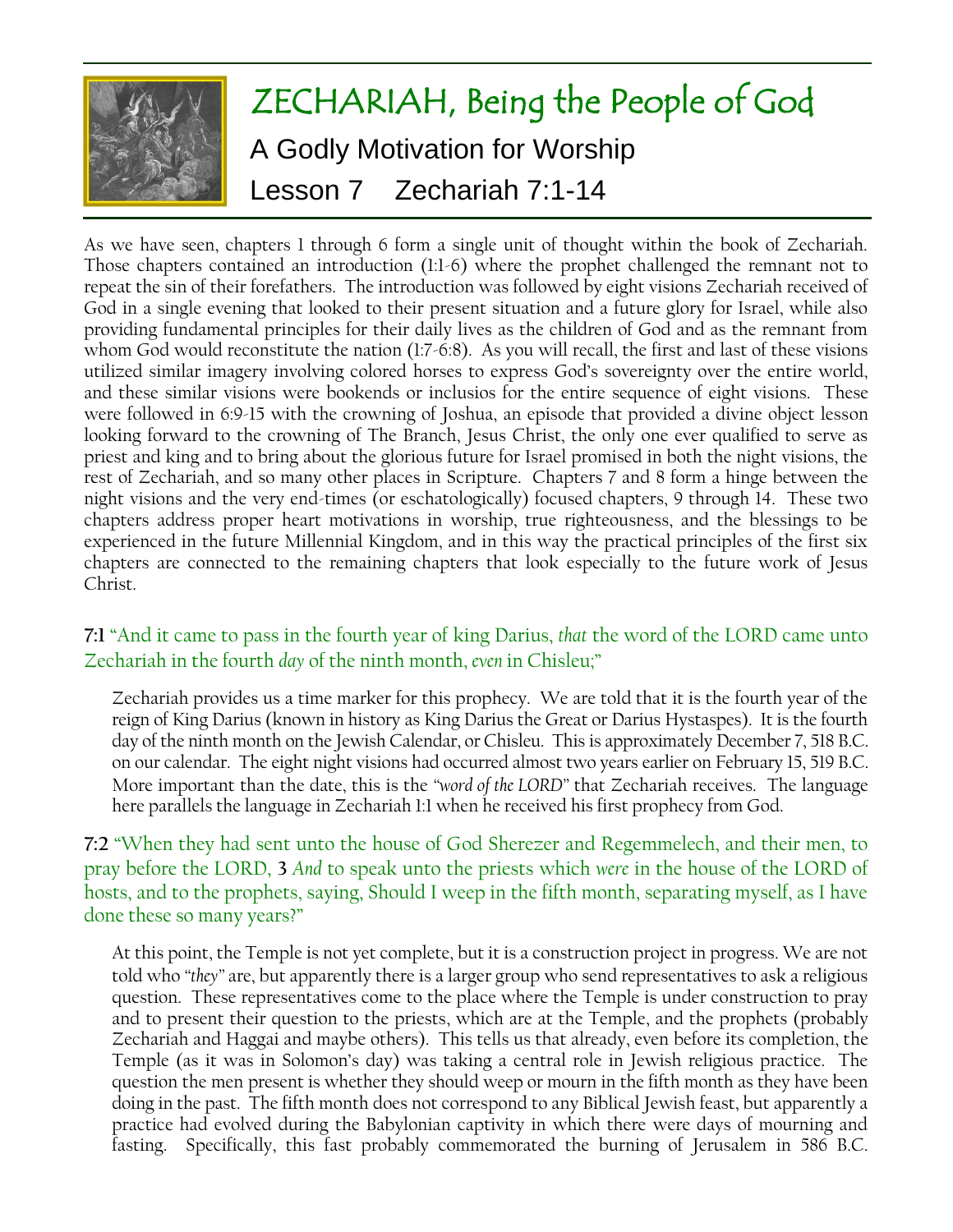# ZECHARIAH, Being the People of God

## A Godly Motivation for Worship

## Lesson 7 Zechariah 7:1-14

As we have seen, chapters 1 through 6 form a single unit of thought within the book of Zechariah. Those chapters contained an introduction (1:1-6) where the prophet challenged the remnant not to repeat the sin of their forefathers. The introduction was followed by eight visions Zechariah received of God in a single evening that looked to their present situation and a future glory for Israel, while also providing fundamental principles for their daily lives as the children of God and as the remnant from whom God would reconstitute the nation (1:7-6:8). As you will recall, the first and last of these visions utilized similar imagery involving colored horses to express God's sovereignty over the entire world, and these similar visions were bookends or inclusios for the entire sequence of eight visions. These were followed in 6:9-15 with the crowning of Joshua, an episode that provided a divine object lesson looking forward to the crowning of The Branch, Jesus Christ, the only one ever qualified to serve as priest and king and to bring about the glorious future for Israel promised in both the night visions, the rest of Zechariah, and so many other places in Scripture. Chapters 7 and 8 form a hinge between the night visions and the very end-times (or eschatologically) focused chapters, 9 through 14. These two chapters address proper heart motivations in worship, true righteousness, and the blessings to be experienced in the future Millennial Kingdom, and in this way the practical principles of the first six chapters are connected to the remaining chapters that look especially to the future work of Jesus Christ.

**7:1** "And it came to pass in the fourth year of king Darius, *that* the word of the LORD came unto Zechariah in the fourth *day* of the ninth month, *even* in Chisleu;"

> Zechariah provides us a time marker for this prophecy. We are told that it is the fourth year of the reign of King Darius (known in history as King Darius the Great or Darius Hystaspes). It is the fourth day of the ninth month on the Jewish Calendar, or Chisleu. This is approximately December 7, 518 B.C. on our calendar. The eight night visions had occurred almost two years earlier on February 15, 519 B.C. More important than the date, this is the "*word of the LORD*" that Zechariah receives. The language here parallels the language in Zechariah 1:1 when he received his first prophecy from God.

**7:2** "When they had sent unto the house of God Sherezer and Regemmelech, and their men, to pray before the LORD, **3** *And* to speak unto the priests which *were* in the house of the LORD of hosts, and to the prophets, saying, Should I weep in the fifth month, separating myself, as I have done these so many years?"

> At this point, the Temple is not yet complete, but it is a construction project in progress. We are not told who "*they*" are, but apparently there is a larger group who send representatives to ask a religious question. These representatives come to the place where the Temple is under construction to pray and to present their question to the priests, which are at the Temple, and the prophets (probably Zechariah and Haggai and maybe others). This tells us that already, even before its completion, the Temple (as it was in Solomon's day) was taking a central role in Jewish religious practice. The question the men present is whether they should weep or mourn in the fifth month as they have been doing in the past. The fifth month does not correspond to any Biblical Jewish feast, but apparently a practice had evolved during the Babylonian captivity in which there were days of mourning and fasting. Specifically, this fast probably commemorated the burning of Jerusalem in 586 B.C.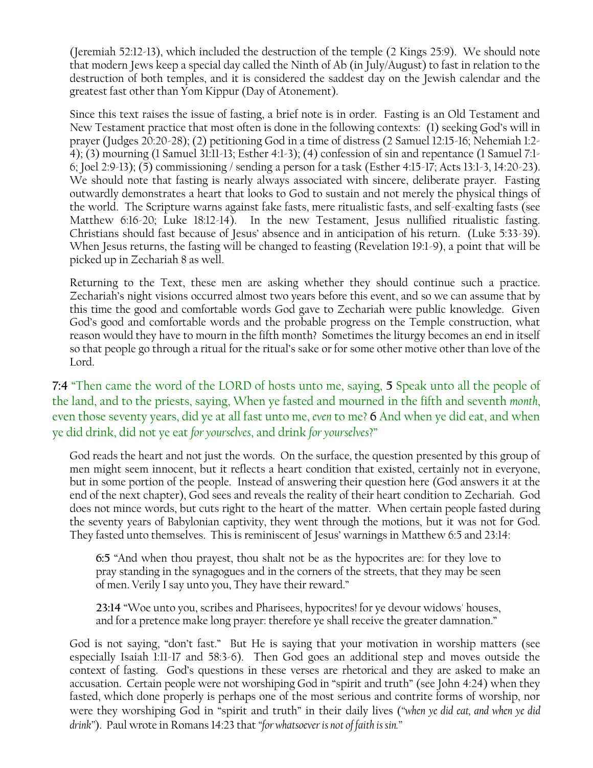(Jeremiah 52:12-13), which included the destruction of the temple (2 Kings 25:9). We should note that modern Jews keep a special day called the Ninth of Ab (in July/August) to fast in relation to the destruction of both temples, and it is considered the saddest day on the Jewish calendar and the greatest fast other than Yom Kippur (Day of Atonement).

Since this text raises the issue of fasting, a brief note is in order. Fasting is an Old Testament and New Testament practice that most often is done in the following contexts: (1) seeking God's will in prayer (Judges 20:20-28); (2) petitioning God in a time of distress (2 Samuel 12:15-16; Nehemiah 1:2-4); (3) mourning (1 Samuel 31:11-13; Esther 4:1-3); (4) confession of sin and repentance (1 Samuel 7:1-6; Joel 2:9-13); (5) commissioning / sending a person for a task (Esther 4:15-17; Acts 13:1-3, 14:20-23). We should note that fasting is nearly always associated with sincere, deliberate prayer. Fasting outwardly demonstrates a heart that looks to God to sustain and not merely the physical things of the world. The Scripture warns against fake fasts, mere ritualistic fasts, and self-exalting fasts (see Matthew 6:16-20; Luke 18:12-14). In the new Testament, Jesus nullified ritualistic fasting. Christians should fast because of Jesus' absence and in anticipation of his return. (Luke 5:33-39). When Jesus returns, the fasting will be changed to feasting (Revelation 19:1-9), a point that will be picked up in Zechariah 8 as well.

Returning to the Text, these men are asking whether they should continue such a practice. Zechariah's night visions occurred almost two years before this event, and so we can assume that by this time the good and comfortable words God gave to Zechariah were public knowledge. Given God's good and comfortable words and the probable progress on the Temple construction, what reason would they have to mourn in the fifth month? Sometimes the liturgy becomes an end in itself so that people go through a ritual for the ritual's sake or for some other motive other than love of the Lord.

**7:4** "Then came the word of the LORD of hosts unto me, saying, **5** Speak unto all the people of the land, and to the priests, saying, When ye fasted and mourned in the fifth and seventh *month*, even those seventy years, did ye at all fast unto me, *even* to me? **6** And when ye did eat, and when ye did drink, did not ye eat *for yourselves*, and drink *for yourselves*?"

God reads the heart and not just the words. On the surface, the question presented by this group of men might seem innocent, but it reflects a heart condition that existed, certainly not in everyone, but in some portion of the people. Instead of answering their question here (God answers it at the end of the next chapter), God sees and reveals the reality of their heart condition to Zechariah. God does not mince words, but cuts right to the heart of the matter. When certain people fasted during the seventy years of Babylonian captivity, they went through the motions, but it was not for God. They fasted unto themselves. This is reminiscent of Jesus' warnings in Matthew 6:5 and 23:14:

> **6:5** "And when thou prayest, thou shalt not be as the hypocrites are: for they love to pray standing in the synagogues and in the corners of the streets, that they may be seen of men. Verily I say unto you, They have their reward."
>
> **23:14** "Woe unto you, scribes and Pharisees, hypocrites! for ye devour widows' houses, and for a pretence make long prayer: therefore ye shall receive the greater damnation."

God is not saying, "don't fast." But He is saying that your motivation in worship matters (see especially Isaiah 1:11-17 and 58:3-6). Then God goes an additional step and moves outside the context of fasting. God's questions in these verses are rhetorical and they are asked to make an accusation. Certain people were not worshiping God in "spirit and truth" (see John 4:24) when they fasted, which done properly is perhaps one of the most serious and contrite forms of worship, nor were they worshiping God in "spirit and truth" in their daily lives (*"when ye did eat, and when ye did drink"*). Paul wrote in Romans 14:23 that *"for whatsoever is not of faith is sin."*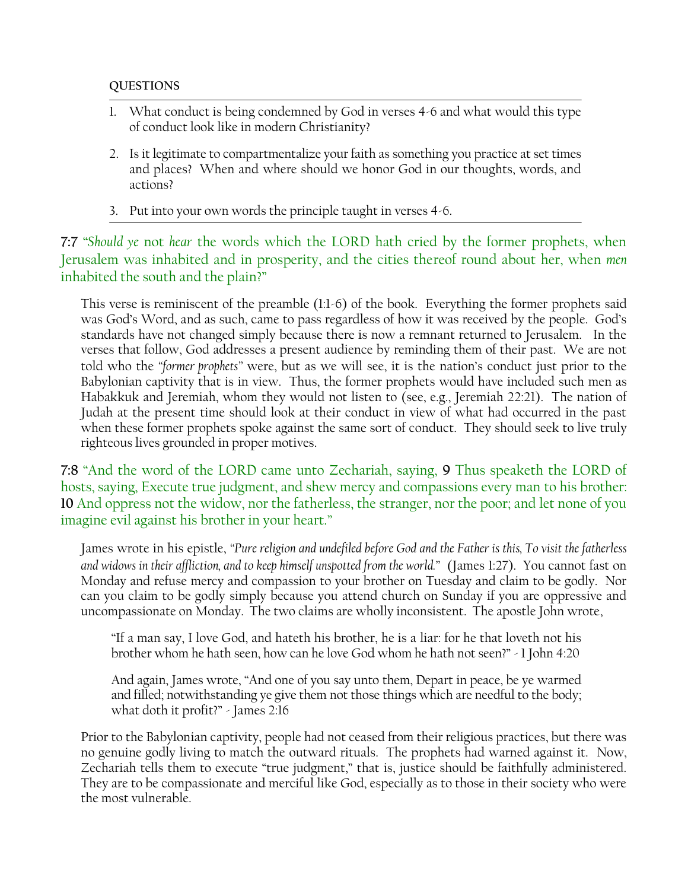**QUESTIONS**

1. What conduct is being condemned by God in verses 4-6 and what would this type of conduct look like in modern Christianity?

2. Is it legitimate to compartmentalize your faith as something you practice at set times and places? When and where should we honor God in our thoughts, words, and actions?

3. Put into your own words the principle taught in verses 4-6.

**7:7** "*Should ye* not *hear* the words which the LORD hath cried by the former prophets, when Jerusalem was inhabited and in prosperity, and the cities thereof round about her, when *men* inhabited the south and the plain?"

This verse is reminiscent of the preamble (1:1-6) of the book. Everything the former prophets said was God's Word, and as such, came to pass regardless of how it was received by the people. God's standards have not changed simply because there is now a remnant returned to Jerusalem. In the verses that follow, God addresses a present audience by reminding them of their past. We are not told who the *"former prophets"* were, but as we will see, it is the nation's conduct just prior to the Babylonian captivity that is in view. Thus, the former prophets would have included such men as Habakkuk and Jeremiah, whom they would not listen to (see, e.g., Jeremiah 22:21). The nation of Judah at the present time should look at their conduct in view of what had occurred in the past when these former prophets spoke against the same sort of conduct. They should seek to live truly righteous lives grounded in proper motives.

**7:8** "And the word of the LORD came unto Zechariah, saying, **9** Thus speaketh the LORD of hosts, saying, Execute true judgment, and shew mercy and compassions every man to his brother: **10** And oppress not the widow, nor the fatherless, the stranger, nor the poor; and let none of you imagine evil against his brother in your heart."

James wrote in his epistle, *"Pure religion and undefiled before God and the Father is this, To visit the fatherless and widows in their affliction, and to keep himself unspotted from the world."* (James 1:27). You cannot fast on Monday and refuse mercy and compassion to your brother on Tuesday and claim to be godly. Nor can you claim to be godly simply because you attend church on Sunday if you are oppressive and uncompassionate on Monday. The two claims are wholly inconsistent. The apostle John wrote,

> "If a man say, I love God, and hateth his brother, he is a liar: for he that loveth not his brother whom he hath seen, how can he love God whom he hath not seen?" - 1 John 4:20
>
> And again, James wrote, "And one of you say unto them, Depart in peace, be ye warmed and filled; notwithstanding ye give them not those things which are needful to the body; what doth it profit?" - James 2:16

Prior to the Babylonian captivity, people had not ceased from their religious practices, but there was no genuine godly living to match the outward rituals. The prophets had warned against it. Now, Zechariah tells them to execute "true judgment," that is, justice should be faithfully administered. They are to be compassionate and merciful like God, especially as to those in their society who were the most vulnerable.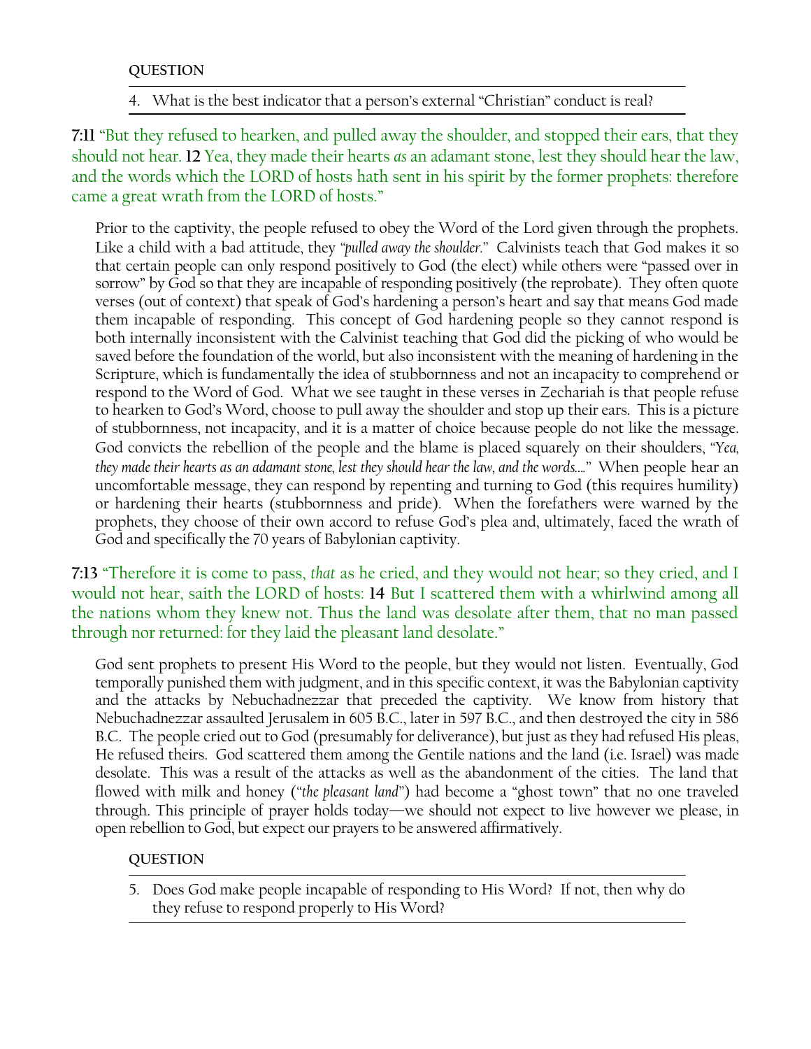**QUESTION**

4. What is the best indicator that a person's external "Christian" conduct is real?

---

**7:11** "But they refused to hearken, and pulled away the shoulder, and stopped their ears, that they should not hear. **12** Yea, they made their hearts *as* an adamant stone, lest they should hear the law, and the words which the LORD of hosts hath sent in his spirit by the former prophets: therefore came a great wrath from the LORD of hosts."

Prior to the captivity, the people refused to obey the Word of the Lord given through the prophets. Like a child with a bad attitude, they *"pulled away the shoulder."* Calvinists teach that God makes it so that certain people can only respond positively to God (the elect) while others were "passed over in sorrow" by God so that they are incapable of responding positively (the reprobate). They often quote verses (out of context) that speak of God's hardening a person's heart and say that means God made them incapable of responding. This concept of God hardening people so they cannot respond is both internally inconsistent with the Calvinist teaching that God did the picking of who would be saved before the foundation of the world, but also inconsistent with the meaning of hardening in the Scripture, which is fundamentally the idea of stubbornness and not an incapacity to comprehend or respond to the Word of God. What we see taught in these verses in Zechariah is that people refuse to hearken to God's Word, choose to pull away the shoulder and stop up their ears. This is a picture of stubbornness, not incapacity, and it is a matter of choice because people do not like the message. God convicts the rebellion of the people and the blame is placed squarely on their shoulders, *"Yea, they made their hearts as an adamant stone, lest they should hear the law, and the words…."* When people hear an uncomfortable message, they can respond by repenting and turning to God (this requires humility) or hardening their hearts (stubbornness and pride). When the forefathers were warned by the prophets, they choose of their own accord to refuse God's plea and, ultimately, faced the wrath of God and specifically the 70 years of Babylonian captivity.

**7:13** "Therefore it is come to pass, *that* as he cried, and they would not hear; so they cried, and I would not hear, saith the LORD of hosts: **14** But I scattered them with a whirlwind among all the nations whom they knew not. Thus the land was desolate after them, that no man passed through nor returned: for they laid the pleasant land desolate."

God sent prophets to present His Word to the people, but they would not listen. Eventually, God temporally punished them with judgment, and in this specific context, it was the Babylonian captivity and the attacks by Nebuchadnezzar that preceded the captivity. We know from history that Nebuchadnezzar assaulted Jerusalem in 605 B.C., later in 597 B.C., and then destroyed the city in 586 B.C. The people cried out to God (presumably for deliverance), but just as they had refused His pleas, He refused theirs. God scattered them among the Gentile nations and the land (i.e. Israel) was made desolate. This was a result of the attacks as well as the abandonment of the cities. The land that flowed with milk and honey (*"the pleasant land"*) had become a "ghost town" that no one traveled through. This principle of prayer holds today—we should not expect to live however we please, in open rebellion to God, but expect our prayers to be answered affirmatively.

**QUESTION**

5. Does God make people incapable of responding to His Word? If not, then why do they refuse to respond properly to His Word?

---